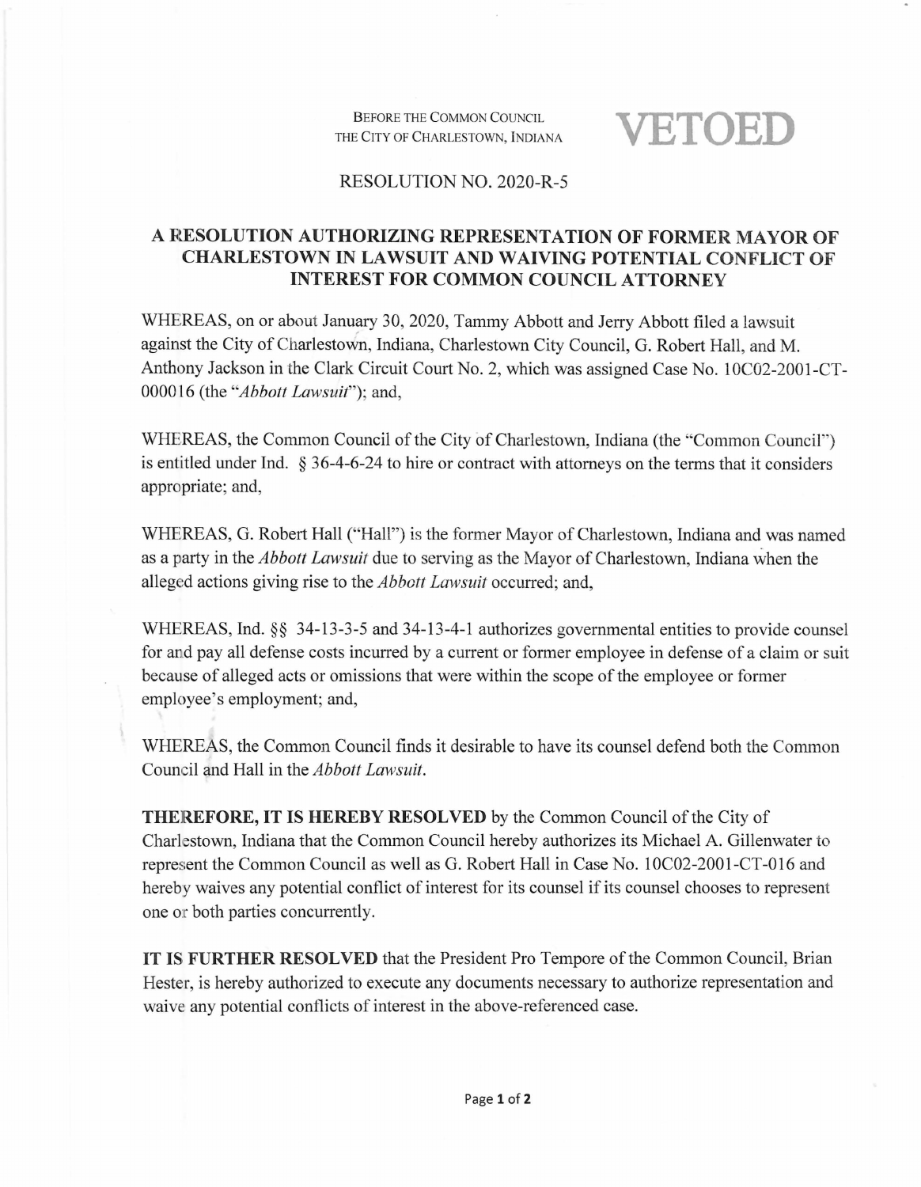BEFORE THE COMMON COUNCIL
THE CITY OF CHARLESTOWN, INDIANA

**VETOED**

RESOLUTION NO. 2020-R-5

## A RESOLUTION AUTHORIZING REPRESENTATION OF FORMER MAYOR OF CHARLESTOWN IN LAWSUIT AND WAIVING POTENTIAL CONFLICT OF INTEREST FOR COMMON COUNCIL ATTORNEY

WHEREAS, on or about January 30, 2020, Tammy Abbott and Jerry Abbott filed a lawsuit against the City of Charlestown, Indiana, Charlestown City Council, G. Robert Hall, and M. Anthony Jackson in the Clark Circuit Court No. 2, which was assigned Case No. 10C02-2001-CT-000016 (the "*Abbott Lawsuit*"); and,

WHEREAS, the Common Council of the City of Charlestown, Indiana (the "Common Council") is entitled under Ind. § 36-4-6-24 to hire or contract with attorneys on the terms that it considers appropriate; and,

WHEREAS, G. Robert Hall ("Hall") is the former Mayor of Charlestown, Indiana and was named as a party in the *Abbott Lawsuit* due to serving as the Mayor of Charlestown, Indiana when the alleged actions giving rise to the *Abbott Lawsuit* occurred; and,

WHEREAS, Ind. §§ 34-13-3-5 and 34-13-4-1 authorizes governmental entities to provide counsel for and pay all defense costs incurred by a current or former employee in defense of a claim or suit because of alleged acts or omissions that were within the scope of the employee or former employee's employment; and,

WHEREAS, the Common Council finds it desirable to have its counsel defend both the Common Council and Hall in the *Abbott Lawsuit*.

**THEREFORE, IT IS HEREBY RESOLVED** by the Common Council of the City of Charlestown, Indiana that the Common Council hereby authorizes its Michael A. Gillenwater to represent the Common Council as well as G. Robert Hall in Case No. 10C02-2001-CT-016 and hereby waives any potential conflict of interest for its counsel if its counsel chooses to represent one or both parties concurrently.

**IT IS FURTHER RESOLVED** that the President Pro Tempore of the Common Council, Brian Hester, is hereby authorized to execute any documents necessary to authorize representation and waive any potential conflicts of interest in the above-referenced case.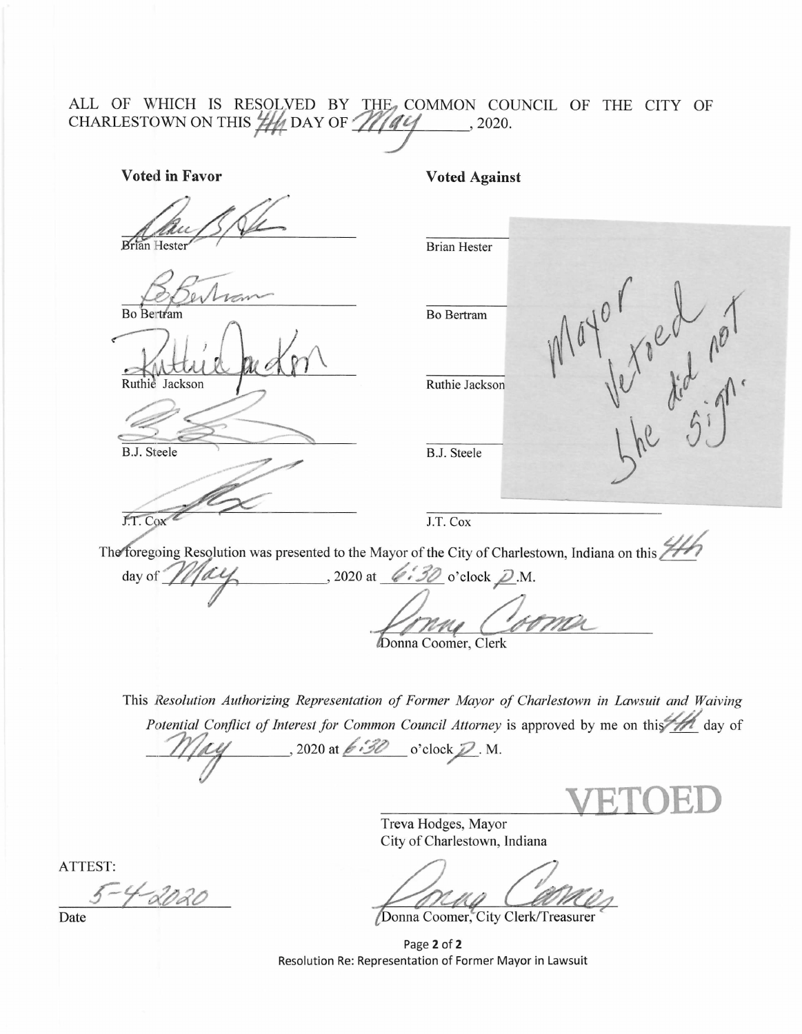ALL OF WHICH IS RESOLVED BY THE COMMON COUNCIL OF THE CITY OF CHARLESTOWN ON THIS 4th DAY OF May, 2020.

| Voted in Favor | Voted Against |
| --- | --- |
| Brian Hester | Brian Hester |
| Bo Bertram | Bo Bertram |
| Ruthie Jackson | Ruthie Jackson |
| B.J. Steele | B.J. Steele |
| J.T. Cox | J.T. Cox |

Mayor vetoed not she did not sign.

The foregoing Resolution was presented to the Mayor of the City of Charlestown, Indiana on this 4th day of May, 2020 at 6:30 o'clock P.M.

Donna Coomer, Clerk

This *Resolution Authorizing Representation of Former Mayor of Charlestown in Lawsuit and Waiving Potential Conflict of Interest for Common Council Attorney* is approved by me on this 4th day of May, 2020 at 6:30 o'clock P. M.

**VETOED**

Treva Hodges, Mayor
City of Charlestown, Indiana

ATTEST:

5-4-2020
Date

Donna Coomer, City Clerk/Treasurer

Resolution Re: Representation of Former Mayor in Lawsuit